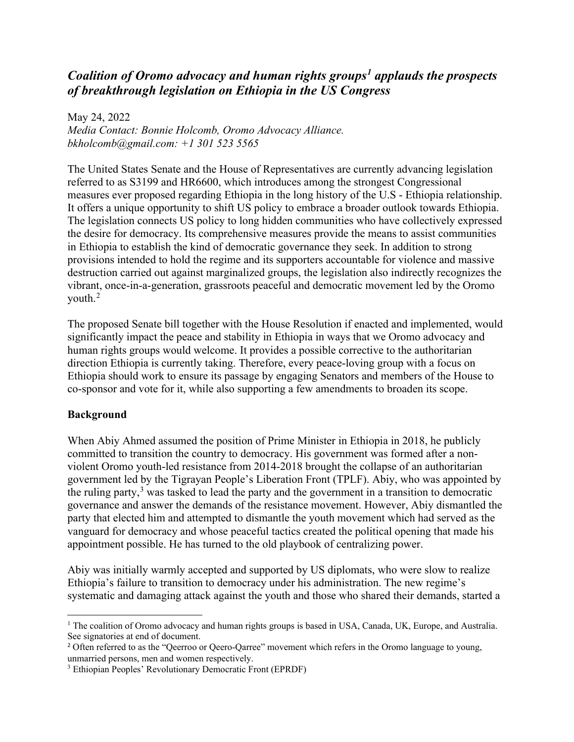## *Coalition of Oromo advocacy and human rights groups[1] applauds the prospects of breakthrough legislation on Ethiopia in the US Congress*

May 24, 2022
*Media Contact: Bonnie Holcomb, Oromo Advocacy Alliance.*
*bkholcomb@gmail.com: +1 301 523 5565*

The United States Senate and the House of Representatives are currently advancing legislation referred to as S3199 and HR6600, which introduces among the strongest Congressional measures ever proposed regarding Ethiopia in the long history of the U.S - Ethiopia relationship. It offers a unique opportunity to shift US policy to embrace a broader outlook towards Ethiopia. The legislation connects US policy to long hidden communities who have collectively expressed the desire for democracy. Its comprehensive measures provide the means to assist communities in Ethiopia to establish the kind of democratic governance they seek. In addition to strong provisions intended to hold the regime and its supporters accountable for violence and massive destruction carried out against marginalized groups, the legislation also indirectly recognizes the vibrant, once-in-a-generation, grassroots peaceful and democratic movement led by the Oromo youth.[2]

The proposed Senate bill together with the House Resolution if enacted and implemented, would significantly impact the peace and stability in Ethiopia in ways that we Oromo advocacy and human rights groups would welcome. It provides a possible corrective to the authoritarian direction Ethiopia is currently taking. Therefore, every peace-loving group with a focus on Ethiopia should work to ensure its passage by engaging Senators and members of the House to co-sponsor and vote for it, while also supporting a few amendments to broaden its scope.

**Background**

When Abiy Ahmed assumed the position of Prime Minister in Ethiopia in 2018, he publicly committed to transition the country to democracy. His government was formed after a non-violent Oromo youth-led resistance from 2014-2018 brought the collapse of an authoritarian government led by the Tigrayan People's Liberation Front (TPLF). Abiy, who was appointed by the ruling party,[3] was tasked to lead the party and the government in a transition to democratic governance and answer the demands of the resistance movement. However, Abiy dismantled the party that elected him and attempted to dismantle the youth movement which had served as the vanguard for democracy and whose peaceful tactics created the political opening that made his appointment possible. He has turned to the old playbook of centralizing power.

Abiy was initially warmly accepted and supported by US diplomats, who were slow to realize Ethiopia's failure to transition to democracy under his administration. The new regime's systematic and damaging attack against the youth and those who shared their demands, started a

[1] The coalition of Oromo advocacy and human rights groups is based in USA, Canada, UK, Europe, and Australia. See signatories at end of document.

[2] Often referred to as the "Qeerroo or Qeero-Qarree" movement which refers in the Oromo language to young, unmarried persons, men and women respectively.

[3] Ethiopian Peoples' Revolutionary Democratic Front (EPRDF)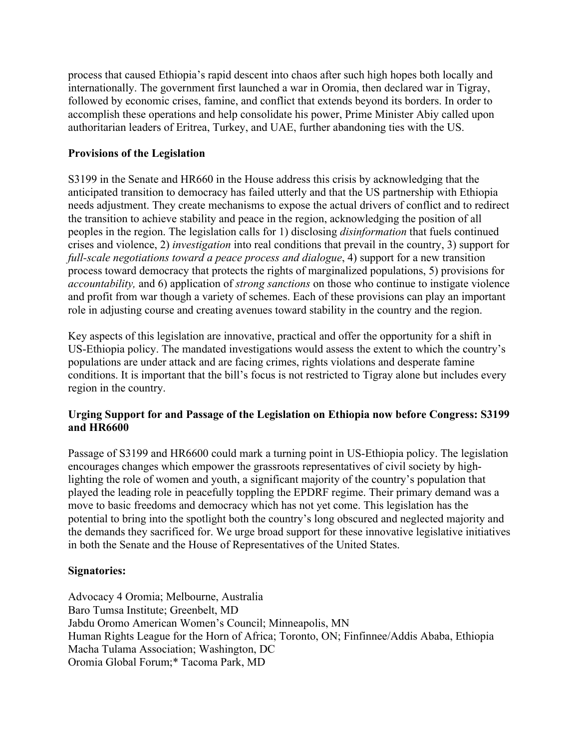process that caused Ethiopia's rapid descent into chaos after such high hopes both locally and internationally. The government first launched a war in Oromia, then declared war in Tigray, followed by economic crises, famine, and conflict that extends beyond its borders. In order to accomplish these operations and help consolidate his power, Prime Minister Abiy called upon authoritarian leaders of Eritrea, Turkey, and UAE, further abandoning ties with the US.

**Provisions of the Legislation**

S3199 in the Senate and HR660 in the House address this crisis by acknowledging that the anticipated transition to democracy has failed utterly and that the US partnership with Ethiopia needs adjustment. They create mechanisms to expose the actual drivers of conflict and to redirect the transition to achieve stability and peace in the region, acknowledging the position of all peoples in the region. The legislation calls for 1) disclosing *disinformation* that fuels continued crises and violence, 2) *investigation* into real conditions that prevail in the country, 3) support for *full-scale negotiations toward a peace process and dialogue*, 4) support for a new transition process toward democracy that protects the rights of marginalized populations, 5) provisions for *accountability,* and 6) application of *strong sanctions* on those who continue to instigate violence and profit from war though a variety of schemes. Each of these provisions can play an important role in adjusting course and creating avenues toward stability in the country and the region.

Key aspects of this legislation are innovative, practical and offer the opportunity for a shift in US-Ethiopia policy. The mandated investigations would assess the extent to which the country's populations are under attack and are facing crimes, rights violations and desperate famine conditions. It is important that the bill's focus is not restricted to Tigray alone but includes every region in the country.

**Urging Support for and Passage of the Legislation on Ethiopia now before Congress: S3199 and HR6600**

Passage of S3199 and HR6600 could mark a turning point in US-Ethiopia policy. The legislation encourages changes which empower the grassroots representatives of civil society by high-lighting the role of women and youth, a significant majority of the country's population that played the leading role in peacefully toppling the EPDRF regime. Their primary demand was a move to basic freedoms and democracy which has not yet come. This legislation has the potential to bring into the spotlight both the country's long obscured and neglected majority and the demands they sacrificed for. We urge broad support for these innovative legislative initiatives in both the Senate and the House of Representatives of the United States.

**Signatories:**

Advocacy 4 Oromia; Melbourne, Australia
Baro Tumsa Institute; Greenbelt, MD
Jabdu Oromo American Women's Council; Minneapolis, MN
Human Rights League for the Horn of Africa; Toronto, ON; Finfinnee/Addis Ababa, Ethiopia
Macha Tulama Association; Washington, DC
Oromia Global Forum;* Tacoma Park, MD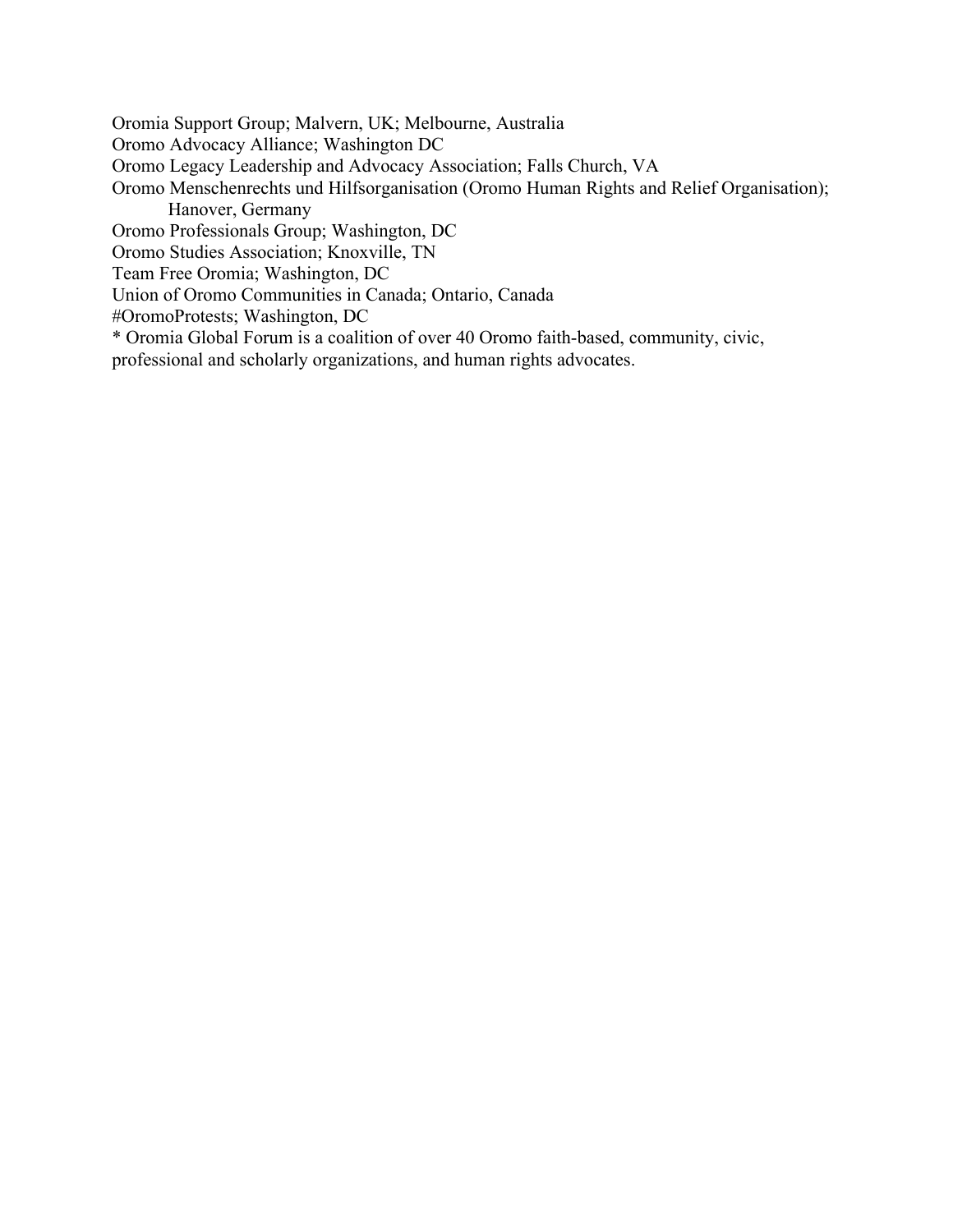Oromia Support Group; Malvern, UK; Melbourne, Australia
Oromo Advocacy Alliance; Washington DC
Oromo Legacy Leadership and Advocacy Association; Falls Church, VA
Oromo Menschenrechts und Hilfsorganisation (Oromo Human Rights and Relief Organisation); Hanover, Germany
Oromo Professionals Group; Washington, DC
Oromo Studies Association; Knoxville, TN
Team Free Oromia; Washington, DC
Union of Oromo Communities in Canada; Ontario, Canada
#OromoProtests; Washington, DC

* Oromia Global Forum is a coalition of over 40 Oromo faith-based, community, civic, professional and scholarly organizations, and human rights advocates.